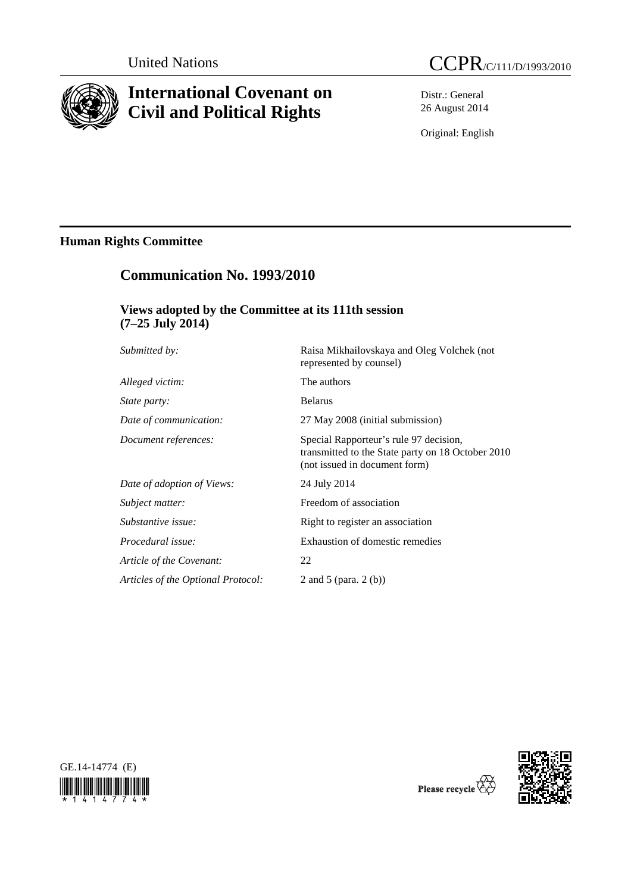United Nations

# CCPR/C/111/D/1993/2010

# International Covenant on Civil and Political Rights

Distr.: General
26 August 2014

Original: English

## Human Rights Committee

## Communication No. 1993/2010

### Views adopted by the Committee at its 111th session (7–25 July 2014)

| | |
|---|---|
| *Submitted by:* | Raisa Mikhailovskaya and Oleg Volchek (not represented by counsel) |
| *Alleged victim:* | The authors |
| *State party:* | Belarus |
| *Date of communication:* | 27 May 2008 (initial submission) |
| *Document references:* | Special Rapporteur's rule 97 decision, transmitted to the State party on 18 October 2010 (not issued in document form) |
| *Date of adoption of Views:* | 24 July 2014 |
| *Subject matter:* | Freedom of association |
| *Substantive issue:* | Right to register an association |
| *Procedural issue:* | Exhaustion of domestic remedies |
| *Article of the Covenant:* | 22 |
| *Articles of the Optional Protocol:* | 2 and 5 (para. 2 (b)) |

GE.14-14774 (E)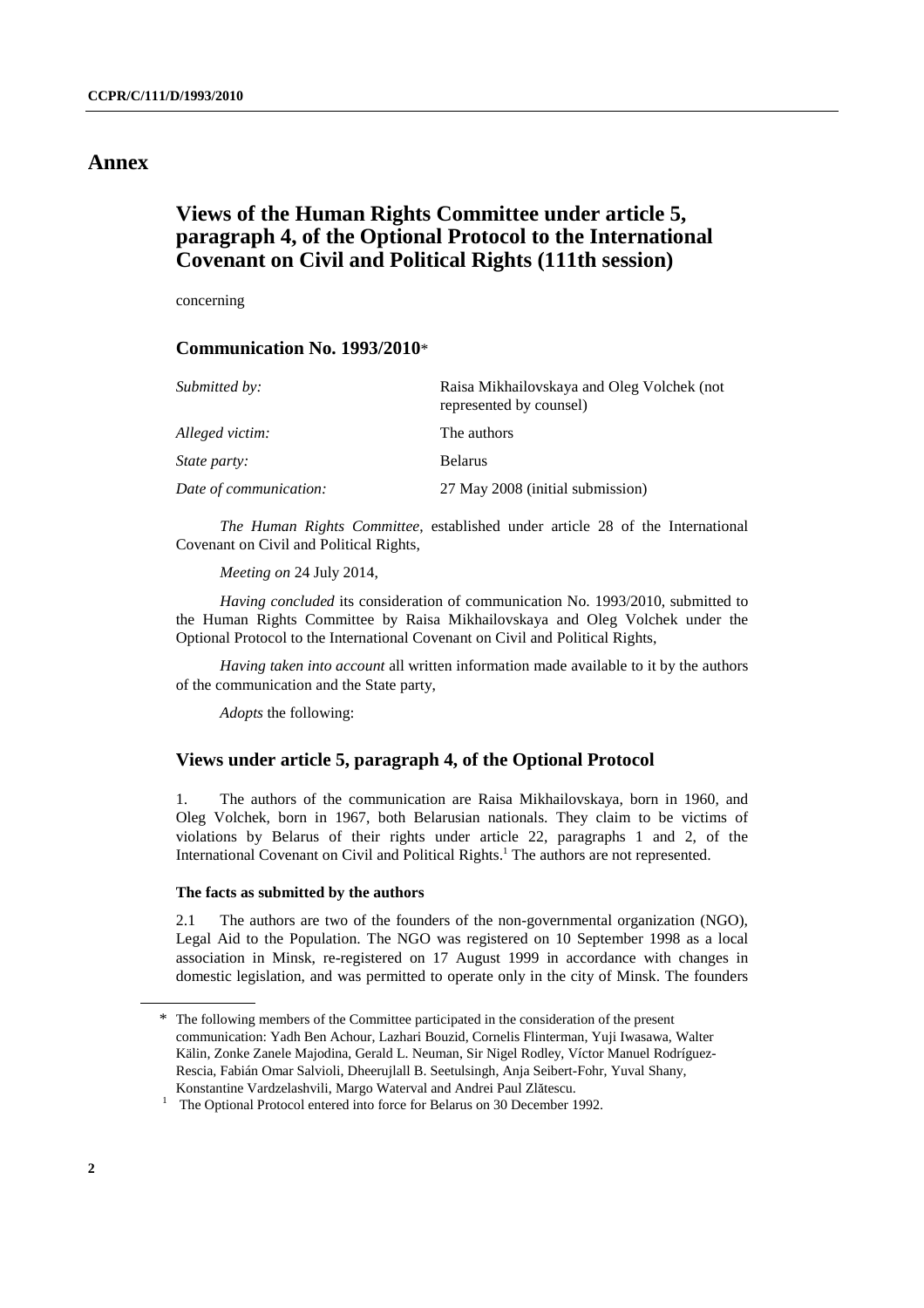# Annex

## Views of the Human Rights Committee under article 5, paragraph 4, of the Optional Protocol to the International Covenant on Civil and Political Rights (111th session)

concerning

### Communication No. 1993/2010*

| | |
|---|---|
| *Submitted by:* | Raisa Mikhailovskaya and Oleg Volchek (not represented by counsel) |
| *Alleged victim:* | The authors |
| *State party:* | Belarus |
| *Date of communication:* | 27 May 2008 (initial submission) |

*The Human Rights Committee*, established under article 28 of the International Covenant on Civil and Political Rights,

*Meeting on* 24 July 2014,

*Having concluded* its consideration of communication No. 1993/2010, submitted to the Human Rights Committee by Raisa Mikhailovskaya and Oleg Volchek under the Optional Protocol to the International Covenant on Civil and Political Rights,

*Having taken into account* all written information made available to it by the authors of the communication and the State party,

*Adopts* the following:

### Views under article 5, paragraph 4, of the Optional Protocol

1. The authors of the communication are Raisa Mikhailovskaya, born in 1960, and Oleg Volchek, born in 1967, both Belarusian nationals. They claim to be victims of violations by Belarus of their rights under article 22, paragraphs 1 and 2, of the International Covenant on Civil and Political Rights.[1] The authors are not represented.

#### The facts as submitted by the authors

2.1 The authors are two of the founders of the non-governmental organization (NGO), Legal Aid to the Population. The NGO was registered on 10 September 1998 as a local association in Minsk, re-registered on 17 August 1999 in accordance with changes in domestic legislation, and was permitted to operate only in the city of Minsk. The founders

---

\* The following members of the Committee participated in the consideration of the present communication: Yadh Ben Achour, Lazhari Bouzid, Cornelis Flinterman, Yuji Iwasawa, Walter Kälin, Zonke Zanele Majodina, Gerald L. Neuman, Sir Nigel Rodley, Víctor Manuel Rodríguez-Rescia, Fabián Omar Salvioli, Dheerujlall B. Seetulsingh, Anja Seibert-Fohr, Yuval Shany, Konstantine Vardzelashvili, Margo Waterval and Andrei Paul Zlătescu.

[1] The Optional Protocol entered into force for Belarus on 30 December 1992.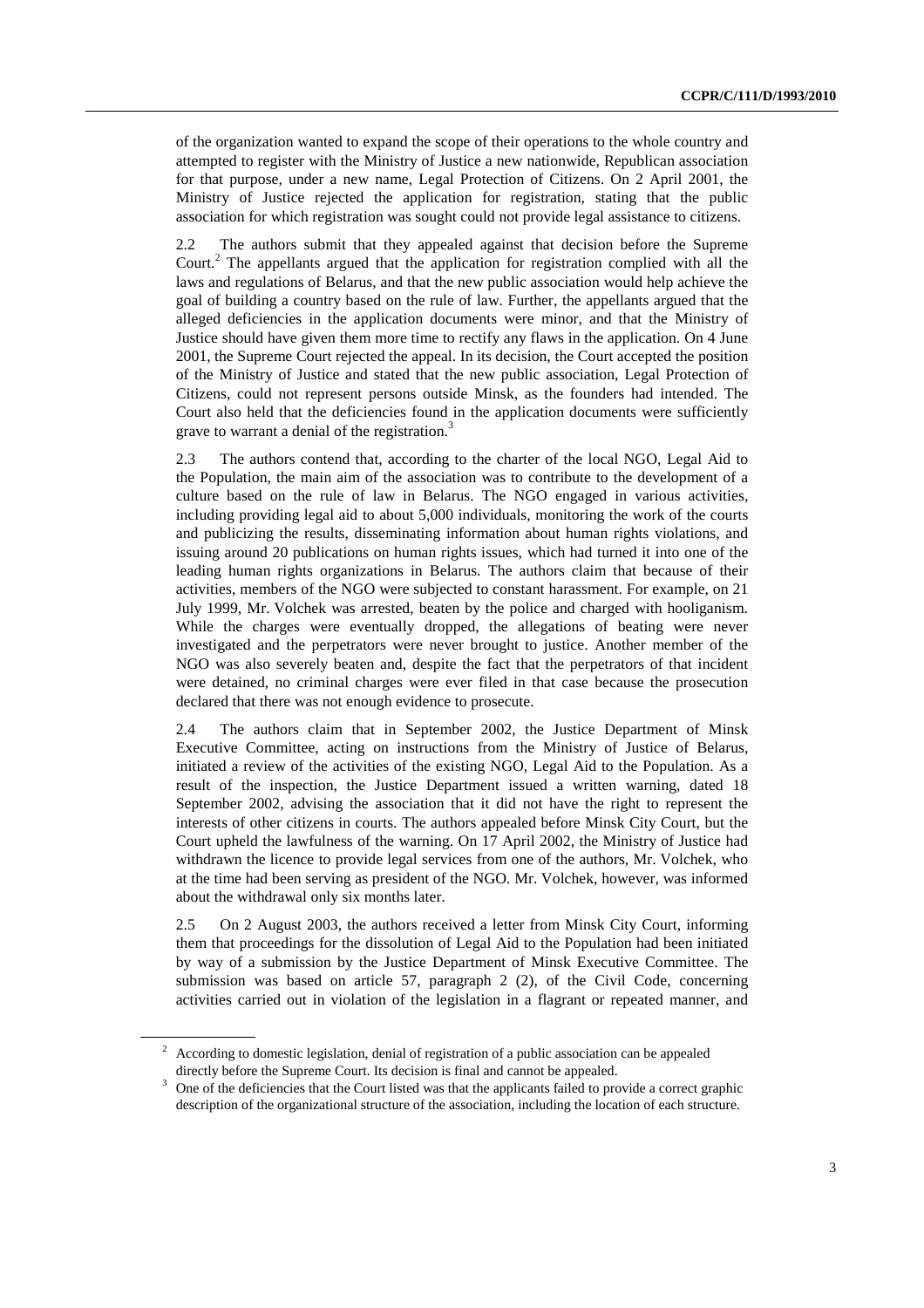of the organization wanted to expand the scope of their operations to the whole country and attempted to register with the Ministry of Justice a new nationwide, Republican association for that purpose, under a new name, Legal Protection of Citizens. On 2 April 2001, the Ministry of Justice rejected the application for registration, stating that the public association for which registration was sought could not provide legal assistance to citizens.

2.2 The authors submit that they appealed against that decision before the Supreme Court.[2] The appellants argued that the application for registration complied with all the laws and regulations of Belarus, and that the new public association would help achieve the goal of building a country based on the rule of law. Further, the appellants argued that the alleged deficiencies in the application documents were minor, and that the Ministry of Justice should have given them more time to rectify any flaws in the application. On 4 June 2001, the Supreme Court rejected the appeal. In its decision, the Court accepted the position of the Ministry of Justice and stated that the new public association, Legal Protection of Citizens, could not represent persons outside Minsk, as the founders had intended. The Court also held that the deficiencies found in the application documents were sufficiently grave to warrant a denial of the registration.[3]

2.3 The authors contend that, according to the charter of the local NGO, Legal Aid to the Population, the main aim of the association was to contribute to the development of a culture based on the rule of law in Belarus. The NGO engaged in various activities, including providing legal aid to about 5,000 individuals, monitoring the work of the courts and publicizing the results, disseminating information about human rights violations, and issuing around 20 publications on human rights issues, which had turned it into one of the leading human rights organizations in Belarus. The authors claim that because of their activities, members of the NGO were subjected to constant harassment. For example, on 21 July 1999, Mr. Volchek was arrested, beaten by the police and charged with hooliganism. While the charges were eventually dropped, the allegations of beating were never investigated and the perpetrators were never brought to justice. Another member of the NGO was also severely beaten and, despite the fact that the perpetrators of that incident were detained, no criminal charges were ever filed in that case because the prosecution declared that there was not enough evidence to prosecute.

2.4 The authors claim that in September 2002, the Justice Department of Minsk Executive Committee, acting on instructions from the Ministry of Justice of Belarus, initiated a review of the activities of the existing NGO, Legal Aid to the Population. As a result of the inspection, the Justice Department issued a written warning, dated 18 September 2002, advising the association that it did not have the right to represent the interests of other citizens in courts. The authors appealed before Minsk City Court, but the Court upheld the lawfulness of the warning. On 17 April 2002, the Ministry of Justice had withdrawn the licence to provide legal services from one of the authors, Mr. Volchek, who at the time had been serving as president of the NGO. Mr. Volchek, however, was informed about the withdrawal only six months later.

2.5 On 2 August 2003, the authors received a letter from Minsk City Court, informing them that proceedings for the dissolution of Legal Aid to the Population had been initiated by way of a submission by the Justice Department of Minsk Executive Committee. The submission was based on article 57, paragraph 2 (2), of the Civil Code, concerning activities carried out in violation of the legislation in a flagrant or repeated manner, and

[2] According to domestic legislation, denial of registration of a public association can be appealed directly before the Supreme Court. Its decision is final and cannot be appealed.

[3] One of the deficiencies that the Court listed was that the applicants failed to provide a correct graphic description of the organizational structure of the association, including the location of each structure.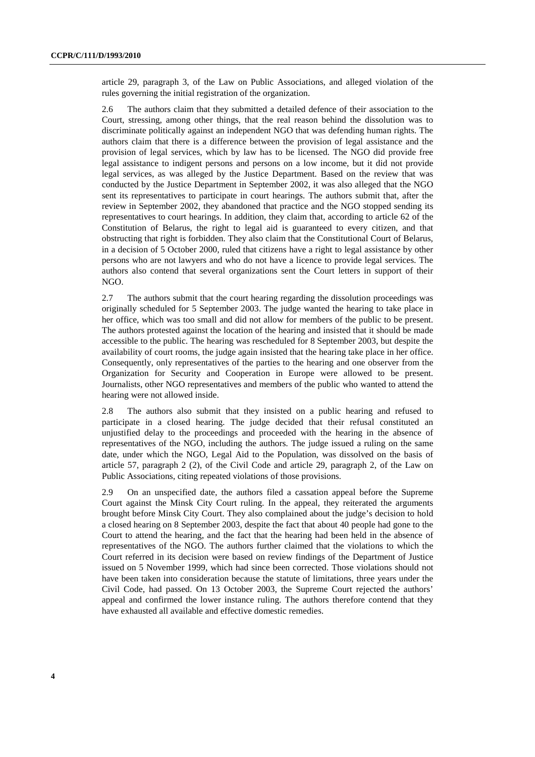article 29, paragraph 3, of the Law on Public Associations, and alleged violation of the rules governing the initial registration of the organization.

2.6 The authors claim that they submitted a detailed defence of their association to the Court, stressing, among other things, that the real reason behind the dissolution was to discriminate politically against an independent NGO that was defending human rights. The authors claim that there is a difference between the provision of legal assistance and the provision of legal services, which by law has to be licensed. The NGO did provide free legal assistance to indigent persons and persons on a low income, but it did not provide legal services, as was alleged by the Justice Department. Based on the review that was conducted by the Justice Department in September 2002, it was also alleged that the NGO sent its representatives to participate in court hearings. The authors submit that, after the review in September 2002, they abandoned that practice and the NGO stopped sending its representatives to court hearings. In addition, they claim that, according to article 62 of the Constitution of Belarus, the right to legal aid is guaranteed to every citizen, and that obstructing that right is forbidden. They also claim that the Constitutional Court of Belarus, in a decision of 5 October 2000, ruled that citizens have a right to legal assistance by other persons who are not lawyers and who do not have a licence to provide legal services. The authors also contend that several organizations sent the Court letters in support of their NGO.

2.7 The authors submit that the court hearing regarding the dissolution proceedings was originally scheduled for 5 September 2003. The judge wanted the hearing to take place in her office, which was too small and did not allow for members of the public to be present. The authors protested against the location of the hearing and insisted that it should be made accessible to the public. The hearing was rescheduled for 8 September 2003, but despite the availability of court rooms, the judge again insisted that the hearing take place in her office. Consequently, only representatives of the parties to the hearing and one observer from the Organization for Security and Cooperation in Europe were allowed to be present. Journalists, other NGO representatives and members of the public who wanted to attend the hearing were not allowed inside.

2.8 The authors also submit that they insisted on a public hearing and refused to participate in a closed hearing. The judge decided that their refusal constituted an unjustified delay to the proceedings and proceeded with the hearing in the absence of representatives of the NGO, including the authors. The judge issued a ruling on the same date, under which the NGO, Legal Aid to the Population, was dissolved on the basis of article 57, paragraph 2 (2), of the Civil Code and article 29, paragraph 2, of the Law on Public Associations, citing repeated violations of those provisions.

2.9 On an unspecified date, the authors filed a cassation appeal before the Supreme Court against the Minsk City Court ruling. In the appeal, they reiterated the arguments brought before Minsk City Court. They also complained about the judge's decision to hold a closed hearing on 8 September 2003, despite the fact that about 40 people had gone to the Court to attend the hearing, and the fact that the hearing had been held in the absence of representatives of the NGO. The authors further claimed that the violations to which the Court referred in its decision were based on review findings of the Department of Justice issued on 5 November 1999, which had since been corrected. Those violations should not have been taken into consideration because the statute of limitations, three years under the Civil Code, had passed. On 13 October 2003, the Supreme Court rejected the authors' appeal and confirmed the lower instance ruling. The authors therefore contend that they have exhausted all available and effective domestic remedies.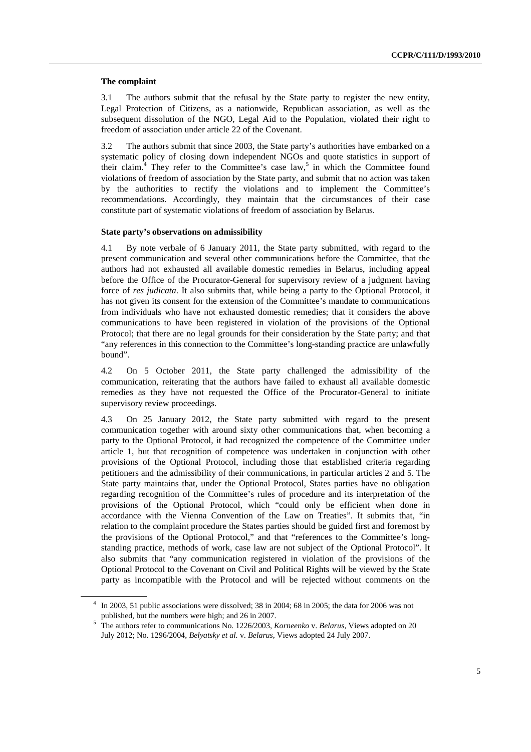### The complaint

3.1 The authors submit that the refusal by the State party to register the new entity, Legal Protection of Citizens, as a nationwide, Republican association, as well as the subsequent dissolution of the NGO, Legal Aid to the Population, violated their right to freedom of association under article 22 of the Covenant.

3.2 The authors submit that since 2003, the State party's authorities have embarked on a systematic policy of closing down independent NGOs and quote statistics in support of their claim.[4] They refer to the Committee's case law,[5] in which the Committee found violations of freedom of association by the State party, and submit that no action was taken by the authorities to rectify the violations and to implement the Committee's recommendations. Accordingly, they maintain that the circumstances of their case constitute part of systematic violations of freedom of association by Belarus.

### State party's observations on admissibility

4.1 By note verbale of 6 January 2011, the State party submitted, with regard to the present communication and several other communications before the Committee, that the authors had not exhausted all available domestic remedies in Belarus, including appeal before the Office of the Procurator-General for supervisory review of a judgment having force of *res judicata*. It also submits that, while being a party to the Optional Protocol, it has not given its consent for the extension of the Committee's mandate to communications from individuals who have not exhausted domestic remedies; that it considers the above communications to have been registered in violation of the provisions of the Optional Protocol; that there are no legal grounds for their consideration by the State party; and that "any references in this connection to the Committee's long-standing practice are unlawfully bound".

4.2 On 5 October 2011, the State party challenged the admissibility of the communication, reiterating that the authors have failed to exhaust all available domestic remedies as they have not requested the Office of the Procurator-General to initiate supervisory review proceedings.

4.3 On 25 January 2012, the State party submitted with regard to the present communication together with around sixty other communications that, when becoming a party to the Optional Protocol, it had recognized the competence of the Committee under article 1, but that recognition of competence was undertaken in conjunction with other provisions of the Optional Protocol, including those that established criteria regarding petitioners and the admissibility of their communications, in particular articles 2 and 5. The State party maintains that, under the Optional Protocol, States parties have no obligation regarding recognition of the Committee's rules of procedure and its interpretation of the provisions of the Optional Protocol, which "could only be efficient when done in accordance with the Vienna Convention of the Law on Treaties". It submits that, "in relation to the complaint procedure the States parties should be guided first and foremost by the provisions of the Optional Protocol," and that "references to the Committee's long-standing practice, methods of work, case law are not subject of the Optional Protocol". It also submits that "any communication registered in violation of the provisions of the Optional Protocol to the Covenant on Civil and Political Rights will be viewed by the State party as incompatible with the Protocol and will be rejected without comments on the

---

[4] In 2003, 51 public associations were dissolved; 38 in 2004; 68 in 2005; the data for 2006 was not published, but the numbers were high; and 26 in 2007.

[5] The authors refer to communications No. 1226/2003, *Korneenko* v. *Belarus*, Views adopted on 20 July 2012; No. 1296/2004, *Belyatsky et al.* v. *Belarus*, Views adopted 24 July 2007.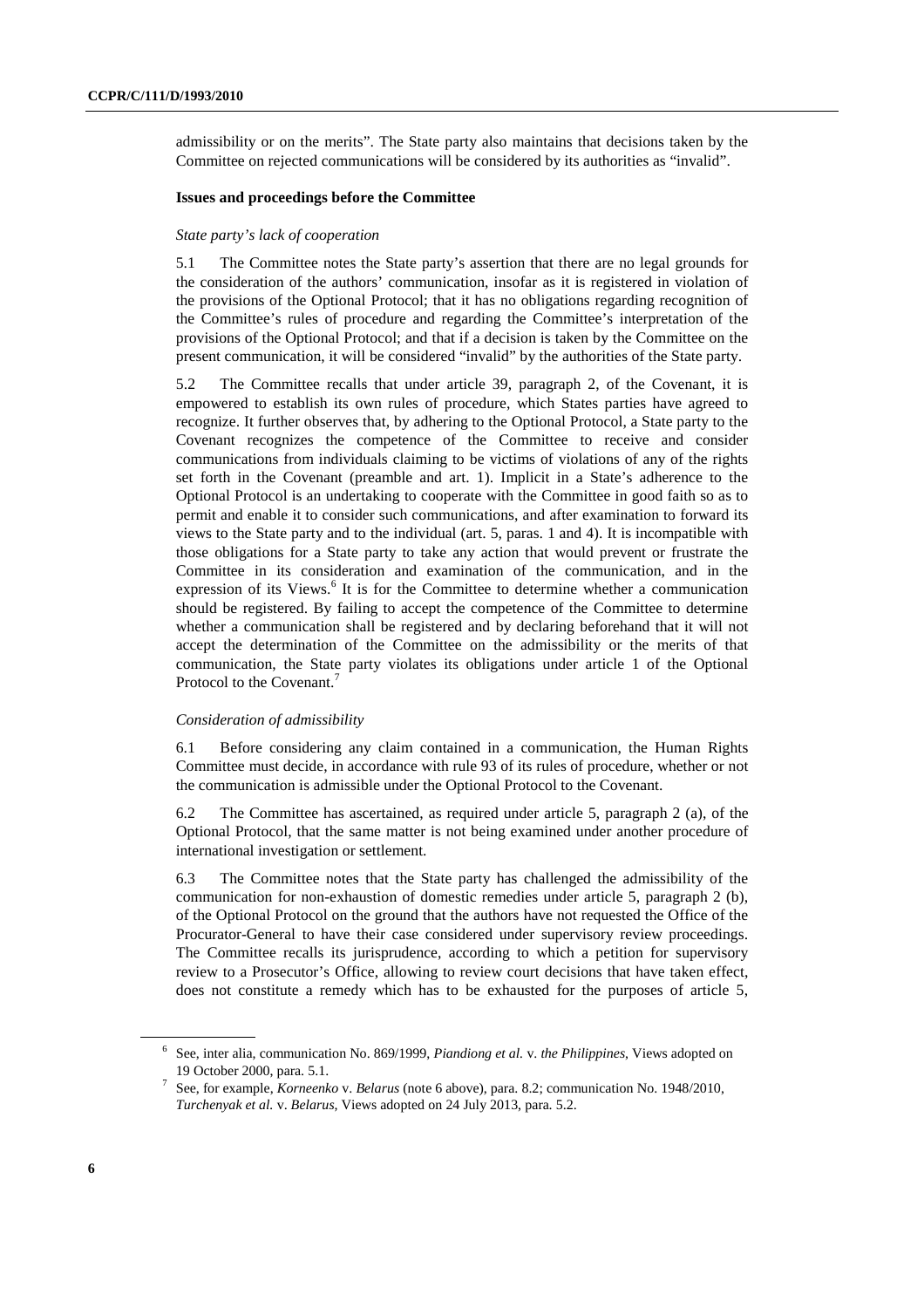admissibility or on the merits". The State party also maintains that decisions taken by the Committee on rejected communications will be considered by its authorities as "invalid".

### Issues and proceedings before the Committee

*State party's lack of cooperation*

5.1 The Committee notes the State party's assertion that there are no legal grounds for the consideration of the authors' communication, insofar as it is registered in violation of the provisions of the Optional Protocol; that it has no obligations regarding recognition of the Committee's rules of procedure and regarding the Committee's interpretation of the provisions of the Optional Protocol; and that if a decision is taken by the Committee on the present communication, it will be considered "invalid" by the authorities of the State party.

5.2 The Committee recalls that under article 39, paragraph 2, of the Covenant, it is empowered to establish its own rules of procedure, which States parties have agreed to recognize. It further observes that, by adhering to the Optional Protocol, a State party to the Covenant recognizes the competence of the Committee to receive and consider communications from individuals claiming to be victims of violations of any of the rights set forth in the Covenant (preamble and art. 1). Implicit in a State's adherence to the Optional Protocol is an undertaking to cooperate with the Committee in good faith so as to permit and enable it to consider such communications, and after examination to forward its views to the State party and to the individual (art. 5, paras. 1 and 4). It is incompatible with those obligations for a State party to take any action that would prevent or frustrate the Committee in its consideration and examination of the communication, and in the expression of its Views.[6] It is for the Committee to determine whether a communication should be registered. By failing to accept the competence of the Committee to determine whether a communication shall be registered and by declaring beforehand that it will not accept the determination of the Committee on the admissibility or the merits of that communication, the State party violates its obligations under article 1 of the Optional Protocol to the Covenant.[7]

*Consideration of admissibility*

6.1 Before considering any claim contained in a communication, the Human Rights Committee must decide, in accordance with rule 93 of its rules of procedure, whether or not the communication is admissible under the Optional Protocol to the Covenant.

6.2 The Committee has ascertained, as required under article 5, paragraph 2 (a), of the Optional Protocol, that the same matter is not being examined under another procedure of international investigation or settlement.

6.3 The Committee notes that the State party has challenged the admissibility of the communication for non-exhaustion of domestic remedies under article 5, paragraph 2 (b), of the Optional Protocol on the ground that the authors have not requested the Office of the Procurator-General to have their case considered under supervisory review proceedings. The Committee recalls its jurisprudence, according to which a petition for supervisory review to a Prosecutor's Office, allowing to review court decisions that have taken effect, does not constitute a remedy which has to be exhausted for the purposes of article 5,

---

[6] See, inter alia, communication No. 869/1999, *Piandiong et al.* v. *the Philippines*, Views adopted on 19 October 2000, para. 5.1.

[7] See, for example, *Korneenko* v. *Belarus* (note 6 above), para. 8.2; communication No. 1948/2010, *Turchenyak et al.* v. *Belarus*, Views adopted on 24 July 2013, para. 5.2.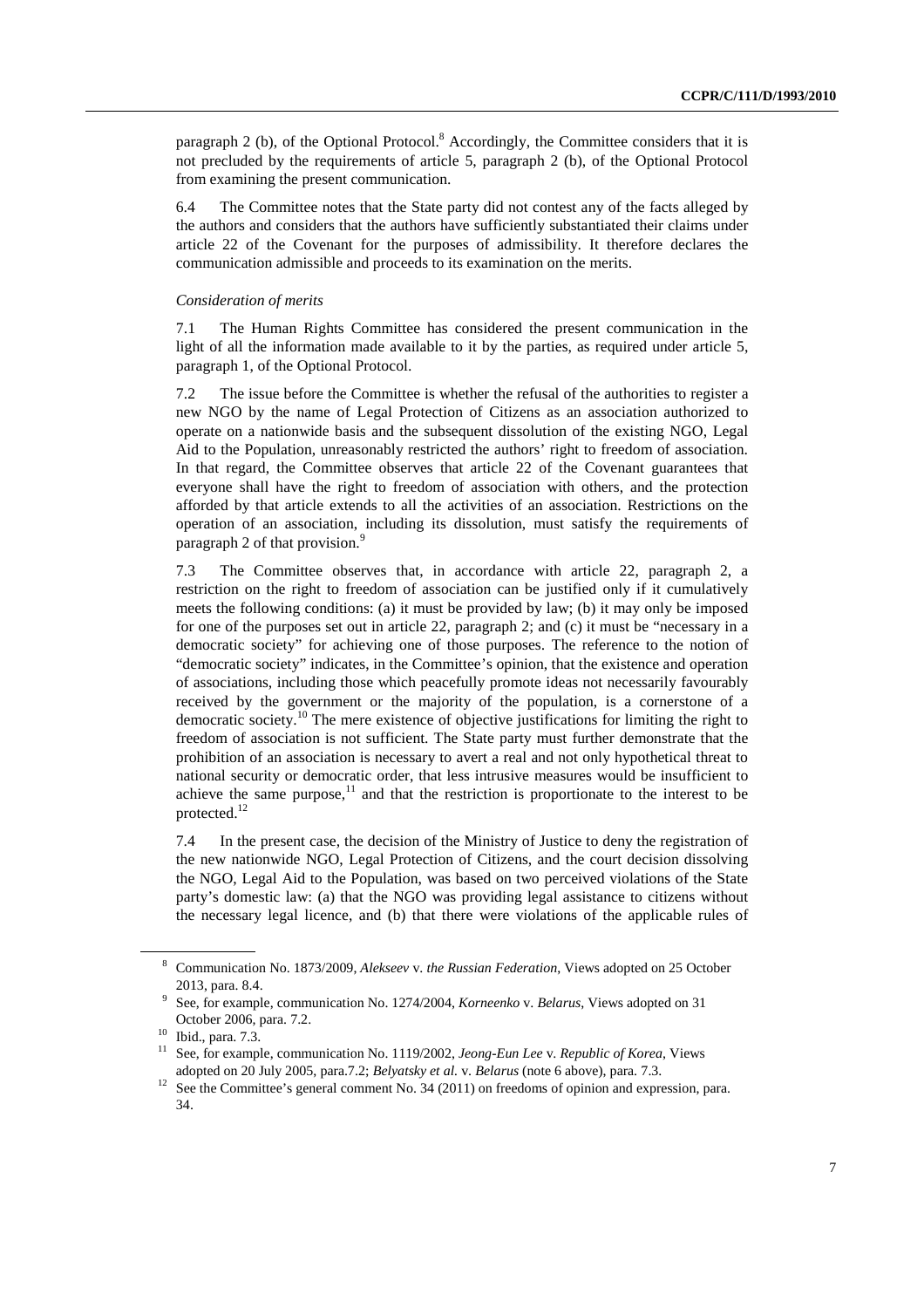paragraph 2 (b), of the Optional Protocol.[8] Accordingly, the Committee considers that it is not precluded by the requirements of article 5, paragraph 2 (b), of the Optional Protocol from examining the present communication.

6.4 The Committee notes that the State party did not contest any of the facts alleged by the authors and considers that the authors have sufficiently substantiated their claims under article 22 of the Covenant for the purposes of admissibility. It therefore declares the communication admissible and proceeds to its examination on the merits.

*Consideration of merits*

7.1 The Human Rights Committee has considered the present communication in the light of all the information made available to it by the parties, as required under article 5, paragraph 1, of the Optional Protocol.

7.2 The issue before the Committee is whether the refusal of the authorities to register a new NGO by the name of Legal Protection of Citizens as an association authorized to operate on a nationwide basis and the subsequent dissolution of the existing NGO, Legal Aid to the Population, unreasonably restricted the authors' right to freedom of association. In that regard, the Committee observes that article 22 of the Covenant guarantees that everyone shall have the right to freedom of association with others, and the protection afforded by that article extends to all the activities of an association. Restrictions on the operation of an association, including its dissolution, must satisfy the requirements of paragraph 2 of that provision.[9]

7.3 The Committee observes that, in accordance with article 22, paragraph 2, a restriction on the right to freedom of association can be justified only if it cumulatively meets the following conditions: (a) it must be provided by law; (b) it may only be imposed for one of the purposes set out in article 22, paragraph 2; and (c) it must be "necessary in a democratic society" for achieving one of those purposes. The reference to the notion of "democratic society" indicates, in the Committee's opinion, that the existence and operation of associations, including those which peacefully promote ideas not necessarily favourably received by the government or the majority of the population, is a cornerstone of a democratic society.[10] The mere existence of objective justifications for limiting the right to freedom of association is not sufficient. The State party must further demonstrate that the prohibition of an association is necessary to avert a real and not only hypothetical threat to national security or democratic order, that less intrusive measures would be insufficient to achieve the same purpose,[11] and that the restriction is proportionate to the interest to be protected.[12]

7.4 In the present case, the decision of the Ministry of Justice to deny the registration of the new nationwide NGO, Legal Protection of Citizens, and the court decision dissolving the NGO, Legal Aid to the Population, was based on two perceived violations of the State party's domestic law: (a) that the NGO was providing legal assistance to citizens without the necessary legal licence, and (b) that there were violations of the applicable rules of

---

[8] Communication No. 1873/2009, *Alekseev* v. *the Russian Federation*, Views adopted on 25 October 2013, para. 8.4.

[9] See, for example, communication No. 1274/2004, *Korneenko* v. *Belarus*, Views adopted on 31 October 2006, para. 7.2.

[10] Ibid., para. 7.3.

[11] See, for example, communication No. 1119/2002, *Jeong-Eun Lee* v. *Republic of Korea*, Views adopted on 20 July 2005, para.7.2; *Belyatsky et al.* v. *Belarus* (note 6 above), para. 7.3.

[12] See the Committee's general comment No. 34 (2011) on freedoms of opinion and expression, para. 34.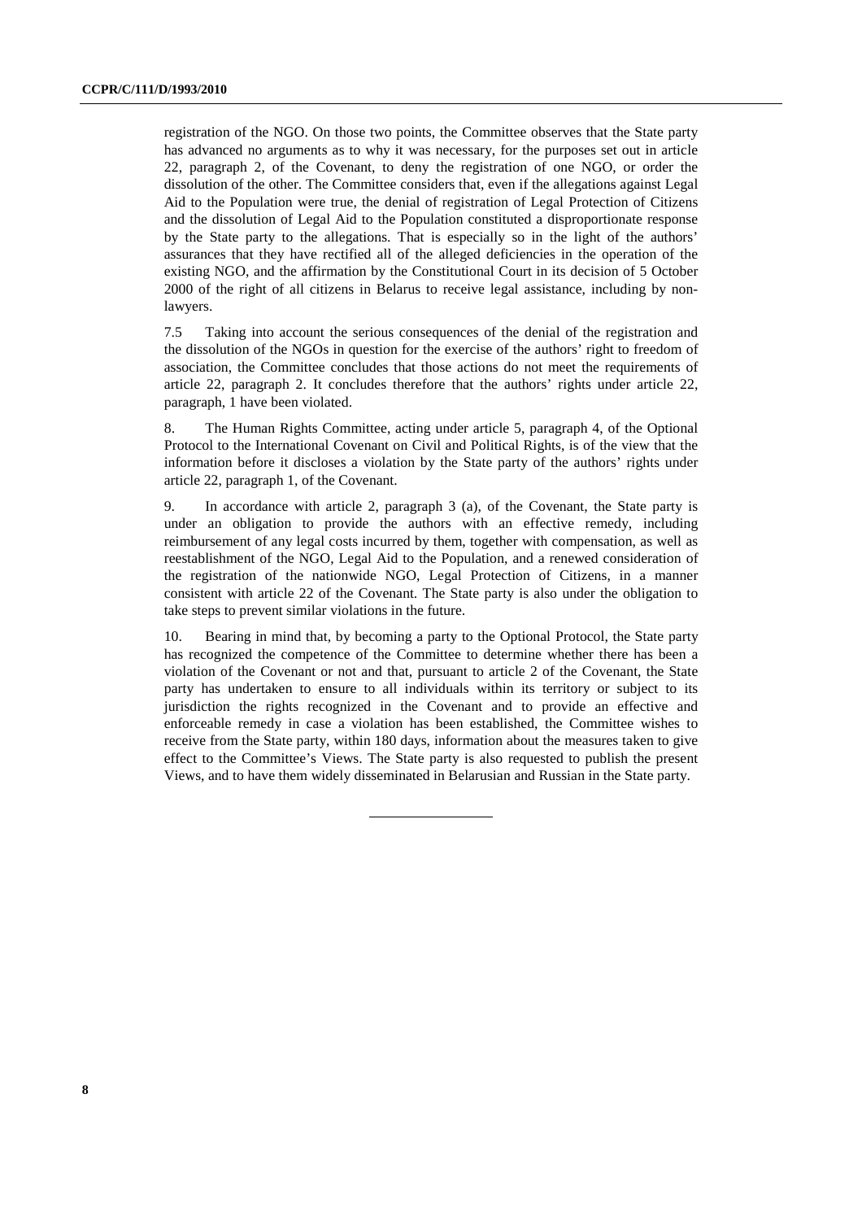registration of the NGO. On those two points, the Committee observes that the State party has advanced no arguments as to why it was necessary, for the purposes set out in article 22, paragraph 2, of the Covenant, to deny the registration of one NGO, or order the dissolution of the other. The Committee considers that, even if the allegations against Legal Aid to the Population were true, the denial of registration of Legal Protection of Citizens and the dissolution of Legal Aid to the Population constituted a disproportionate response by the State party to the allegations. That is especially so in the light of the authors' assurances that they have rectified all of the alleged deficiencies in the operation of the existing NGO, and the affirmation by the Constitutional Court in its decision of 5 October 2000 of the right of all citizens in Belarus to receive legal assistance, including by non-lawyers.

7.5 Taking into account the serious consequences of the denial of the registration and the dissolution of the NGOs in question for the exercise of the authors' right to freedom of association, the Committee concludes that those actions do not meet the requirements of article 22, paragraph 2. It concludes therefore that the authors' rights under article 22, paragraph, 1 have been violated.

8. The Human Rights Committee, acting under article 5, paragraph 4, of the Optional Protocol to the International Covenant on Civil and Political Rights, is of the view that the information before it discloses a violation by the State party of the authors' rights under article 22, paragraph 1, of the Covenant.

9. In accordance with article 2, paragraph 3 (a), of the Covenant, the State party is under an obligation to provide the authors with an effective remedy, including reimbursement of any legal costs incurred by them, together with compensation, as well as reestablishment of the NGO, Legal Aid to the Population, and a renewed consideration of the registration of the nationwide NGO, Legal Protection of Citizens, in a manner consistent with article 22 of the Covenant. The State party is also under the obligation to take steps to prevent similar violations in the future.

10. Bearing in mind that, by becoming a party to the Optional Protocol, the State party has recognized the competence of the Committee to determine whether there has been a violation of the Covenant or not and that, pursuant to article 2 of the Covenant, the State party has undertaken to ensure to all individuals within its territory or subject to its jurisdiction the rights recognized in the Covenant and to provide an effective and enforceable remedy in case a violation has been established, the Committee wishes to receive from the State party, within 180 days, information about the measures taken to give effect to the Committee's Views. The State party is also requested to publish the present Views, and to have them widely disseminated in Belarusian and Russian in the State party.